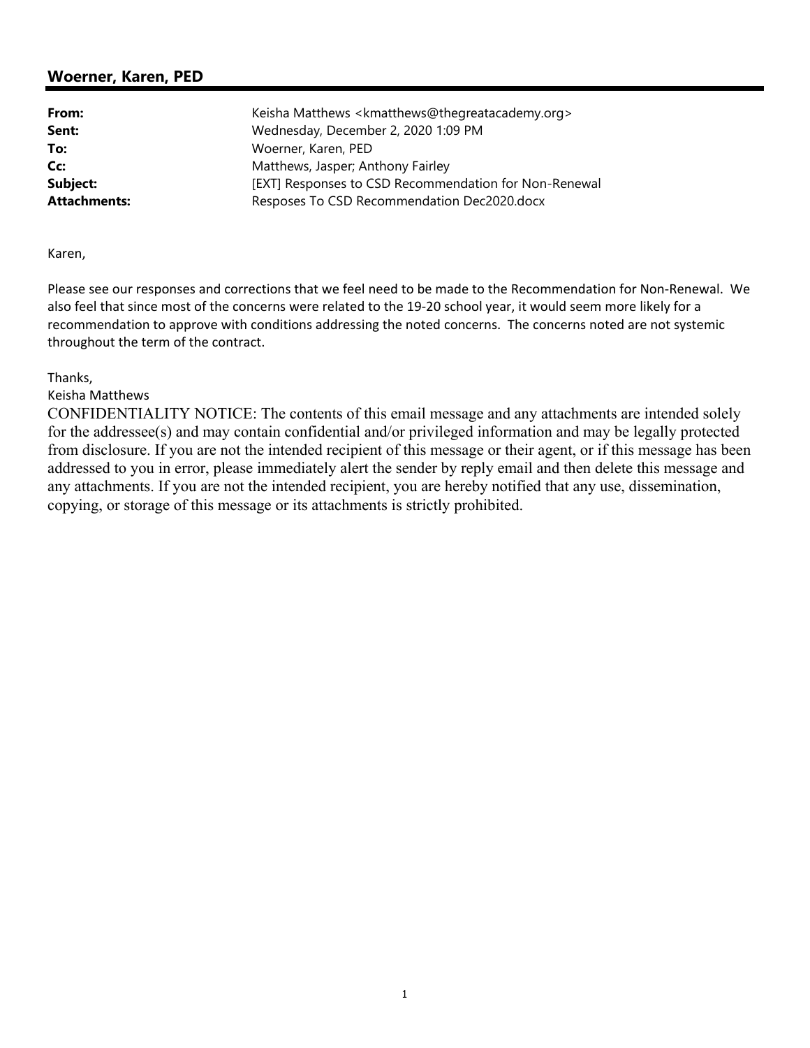## Woerner, Karen, PED

| | |
|---|---|
| **From:** | Keisha Matthews <kmatthews@thegreatacademy.org> |
| **Sent:** | Wednesday, December 2, 2020 1:09 PM |
| **To:** | Woerner, Karen, PED |
| **Cc:** | Matthews, Jasper; Anthony Fairley |
| **Subject:** | [EXT] Responses to CSD Recommendation for Non-Renewal |
| **Attachments:** | Resposes To CSD Recommendation Dec2020.docx |

Karen,

Please see our responses and corrections that we feel need to be made to the Recommendation for Non-Renewal. We also feel that since most of the concerns were related to the 19-20 school year, it would seem more likely for a recommendation to approve with conditions addressing the noted concerns. The concerns noted are not systemic throughout the term of the contract.

Thanks,
Keisha Matthews

CONFIDENTIALITY NOTICE: The contents of this email message and any attachments are intended solely for the addressee(s) and may contain confidential and/or privileged information and may be legally protected from disclosure. If you are not the intended recipient of this message or their agent, or if this message has been addressed to you in error, please immediately alert the sender by reply email and then delete this message and any attachments. If you are not the intended recipient, you are hereby notified that any use, dissemination, copying, or storage of this message or its attachments is strictly prohibited.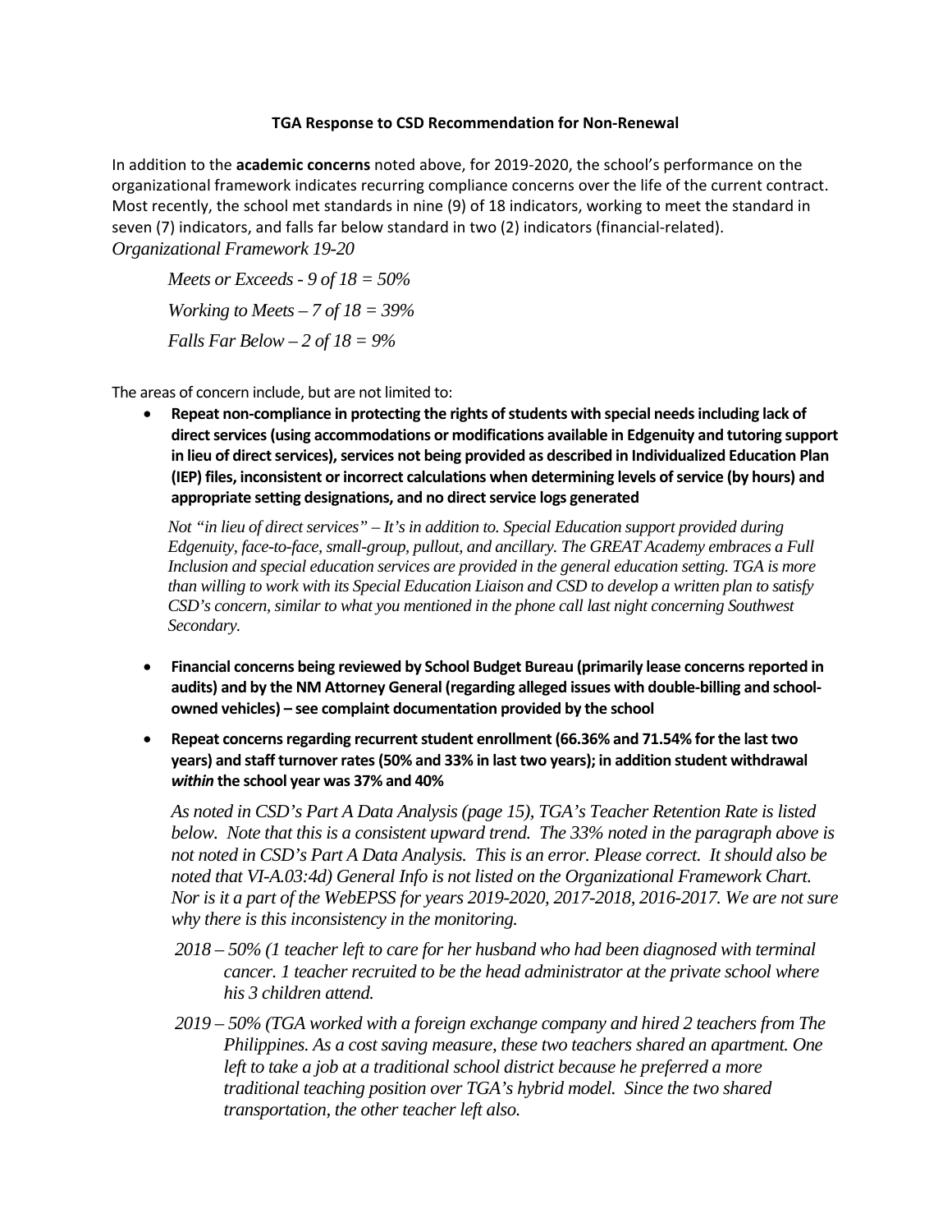**TGA Response to CSD Recommendation for Non-Renewal**

In addition to the **academic concerns** noted above, for 2019-2020, the school's performance on the organizational framework indicates recurring compliance concerns over the life of the current contract. Most recently, the school met standards in nine (9) of 18 indicators, working to meet the standard in seven (7) indicators, and falls far below standard in two (2) indicators (financial-related).

*Organizational Framework 19-20*

> *Meets or Exceeds - 9 of 18 = 50%*
>
> *Working to Meets – 7 of 18 = 39%*
>
> *Falls Far Below – 2 of 18 = 9%*

The areas of concern include, but are not limited to:

- **Repeat non-compliance in protecting the rights of students with special needs including lack of direct services (using accommodations or modifications available in Edgenuity and tutoring support in lieu of direct services), services not being provided as described in Individualized Education Plan (IEP) files, inconsistent or incorrect calculations when determining levels of service (by hours) and appropriate setting designations, and no direct service logs generated**

  *Not "in lieu of direct services" – It's in addition to. Special Education support provided during Edgenuity, face-to-face, small-group, pullout, and ancillary. The GREAT Academy embraces a Full Inclusion and special education services are provided in the general education setting. TGA is more than willing to work with its Special Education Liaison and CSD to develop a written plan to satisfy CSD's concern, similar to what you mentioned in the phone call last night concerning Southwest Secondary.*

- **Financial concerns being reviewed by School Budget Bureau (primarily lease concerns reported in audits) and by the NM Attorney General (regarding alleged issues with double-billing and school-owned vehicles) – see complaint documentation provided by the school**

- **Repeat concerns regarding recurrent student enrollment (66.36% and 71.54% for the last two years) and staff turnover rates (50% and 33% in last two years); in addition student withdrawal *within* the school year was 37% and 40%**

  *As noted in CSD's Part A Data Analysis (page 15), TGA's Teacher Retention Rate is listed below. Note that this is a consistent upward trend. The 33% noted in the paragraph above is not noted in CSD's Part A Data Analysis. This is an error. Please correct. It should also be noted that VI-A.03:4d) General Info is not listed on the Organizational Framework Chart. Nor is it a part of the WebEPSS for years 2019-2020, 2017-2018, 2016-2017. We are not sure why there is this inconsistency in the monitoring.*

  *2018 – 50% (1 teacher left to care for her husband who had been diagnosed with terminal cancer. 1 teacher recruited to be the head administrator at the private school where his 3 children attend.*

  *2019 – 50% (TGA worked with a foreign exchange company and hired 2 teachers from The Philippines. As a cost saving measure, these two teachers shared an apartment. One left to take a job at a traditional school district because he preferred a more traditional teaching position over TGA's hybrid model. Since the two shared transportation, the other teacher left also.*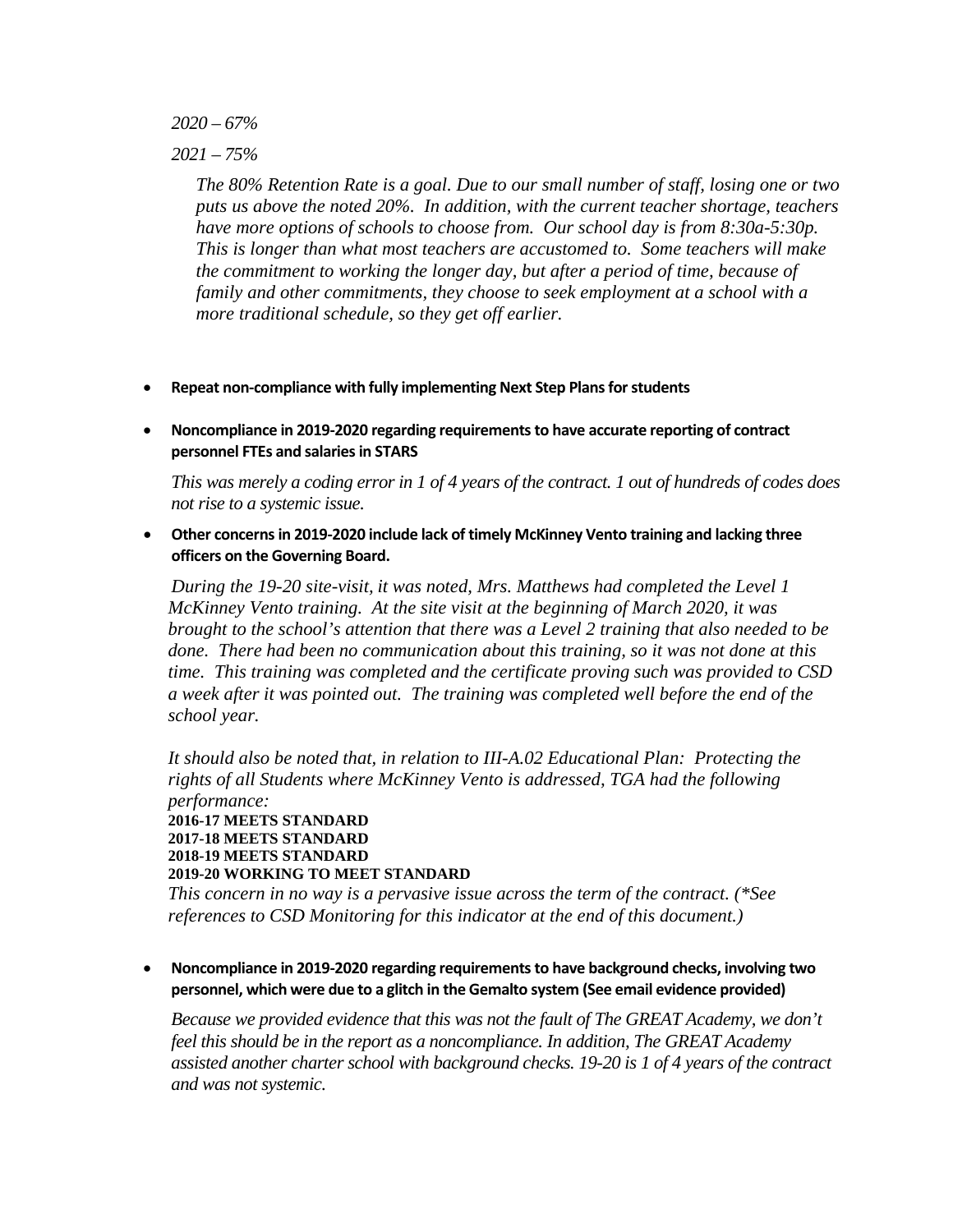*2020 – 67%*

*2021 – 75%*

*The 80% Retention Rate is a goal. Due to our small number of staff, losing one or two puts us above the noted 20%. In addition, with the current teacher shortage, teachers have more options of schools to choose from. Our school day is from 8:30a-5:30p. This is longer than what most teachers are accustomed to. Some teachers will make the commitment to working the longer day, but after a period of time, because of family and other commitments, they choose to seek employment at a school with a more traditional schedule, so they get off earlier.*

- **Repeat non-compliance with fully implementing Next Step Plans for students**

- **Noncompliance in 2019-2020 regarding requirements to have accurate reporting of contract personnel FTEs and salaries in STARS**

  *This was merely a coding error in 1 of 4 years of the contract. 1 out of hundreds of codes does not rise to a systemic issue.*

- **Other concerns in 2019-2020 include lack of timely McKinney Vento training and lacking three officers on the Governing Board.**

  *During the 19-20 site-visit, it was noted, Mrs. Matthews had completed the Level 1 McKinney Vento training. At the site visit at the beginning of March 2020, it was brought to the school's attention that there was a Level 2 training that also needed to be done. There had been no communication about this training, so it was not done at this time. This training was completed and the certificate proving such was provided to CSD a week after it was pointed out. The training was completed well before the end of the school year.*

  *It should also be noted that, in relation to III-A.02 Educational Plan: Protecting the rights of all Students where McKinney Vento is addressed, TGA had the following performance:*
  **2016-17 MEETS STANDARD**
  **2017-18 MEETS STANDARD**
  **2018-19 MEETS STANDARD**
  **2019-20 WORKING TO MEET STANDARD**
  *This concern in no way is a pervasive issue across the term of the contract. (\*See references to CSD Monitoring for this indicator at the end of this document.)*

- **Noncompliance in 2019-2020 regarding requirements to have background checks, involving two personnel, which were due to a glitch in the Gemalto system (See email evidence provided)**

  *Because we provided evidence that this was not the fault of The GREAT Academy, we don't feel this should be in the report as a noncompliance. In addition, The GREAT Academy assisted another charter school with background checks. 19-20 is 1 of 4 years of the contract and was not systemic.*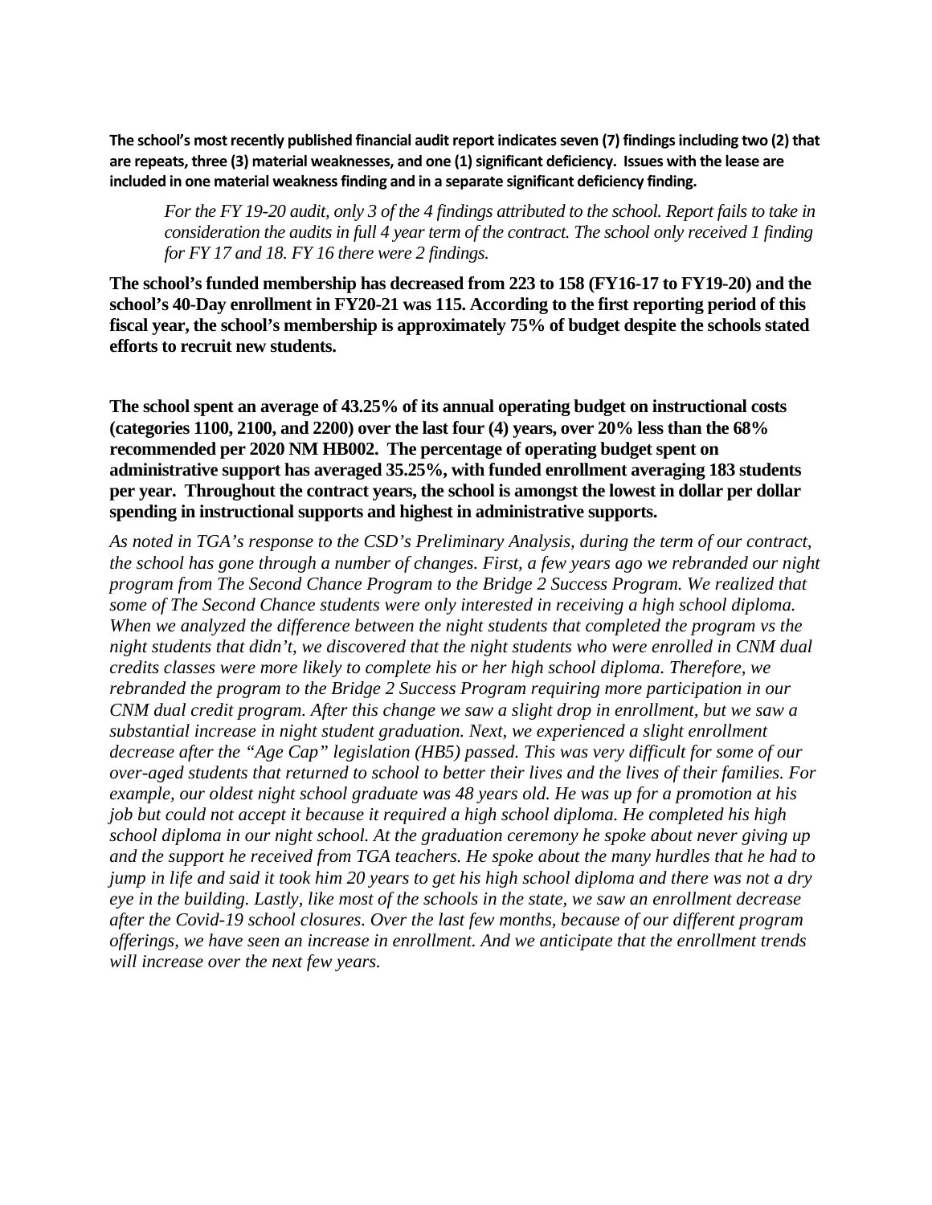**The school's most recently published financial audit report indicates seven (7) findings including two (2) that are repeats, three (3) material weaknesses, and one (1) significant deficiency. Issues with the lease are included in one material weakness finding and in a separate significant deficiency finding.**

> *For the FY 19-20 audit, only 3 of the 4 findings attributed to the school. Report fails to take in consideration the audits in full 4 year term of the contract. The school only received 1 finding for FY 17 and 18. FY 16 there were 2 findings.*

**The school's funded membership has decreased from 223 to 158 (FY16-17 to FY19-20) and the school's 40-Day enrollment in FY20-21 was 115. According to the first reporting period of this fiscal year, the school's membership is approximately 75% of budget despite the schools stated efforts to recruit new students.**

**The school spent an average of 43.25% of its annual operating budget on instructional costs (categories 1100, 2100, and 2200) over the last four (4) years, over 20% less than the 68% recommended per 2020 NM HB002. The percentage of operating budget spent on administrative support has averaged 35.25%, with funded enrollment averaging 183 students per year. Throughout the contract years, the school is amongst the lowest in dollar per dollar spending in instructional supports and highest in administrative supports.**

*As noted in TGA's response to the CSD's Preliminary Analysis, during the term of our contract, the school has gone through a number of changes. First, a few years ago we rebranded our night program from The Second Chance Program to the Bridge 2 Success Program. We realized that some of The Second Chance students were only interested in receiving a high school diploma. When we analyzed the difference between the night students that completed the program vs the night students that didn't, we discovered that the night students who were enrolled in CNM dual credits classes were more likely to complete his or her high school diploma. Therefore, we rebranded the program to the Bridge 2 Success Program requiring more participation in our CNM dual credit program. After this change we saw a slight drop in enrollment, but we saw a substantial increase in night student graduation. Next, we experienced a slight enrollment decrease after the "Age Cap" legislation (HB5) passed. This was very difficult for some of our over-aged students that returned to school to better their lives and the lives of their families. For example, our oldest night school graduate was 48 years old. He was up for a promotion at his job but could not accept it because it required a high school diploma. He completed his high school diploma in our night school. At the graduation ceremony he spoke about never giving up and the support he received from TGA teachers. He spoke about the many hurdles that he had to jump in life and said it took him 20 years to get his high school diploma and there was not a dry eye in the building. Lastly, like most of the schools in the state, we saw an enrollment decrease after the Covid-19 school closures. Over the last few months, because of our different program offerings, we have seen an increase in enrollment. And we anticipate that the enrollment trends will increase over the next few years.*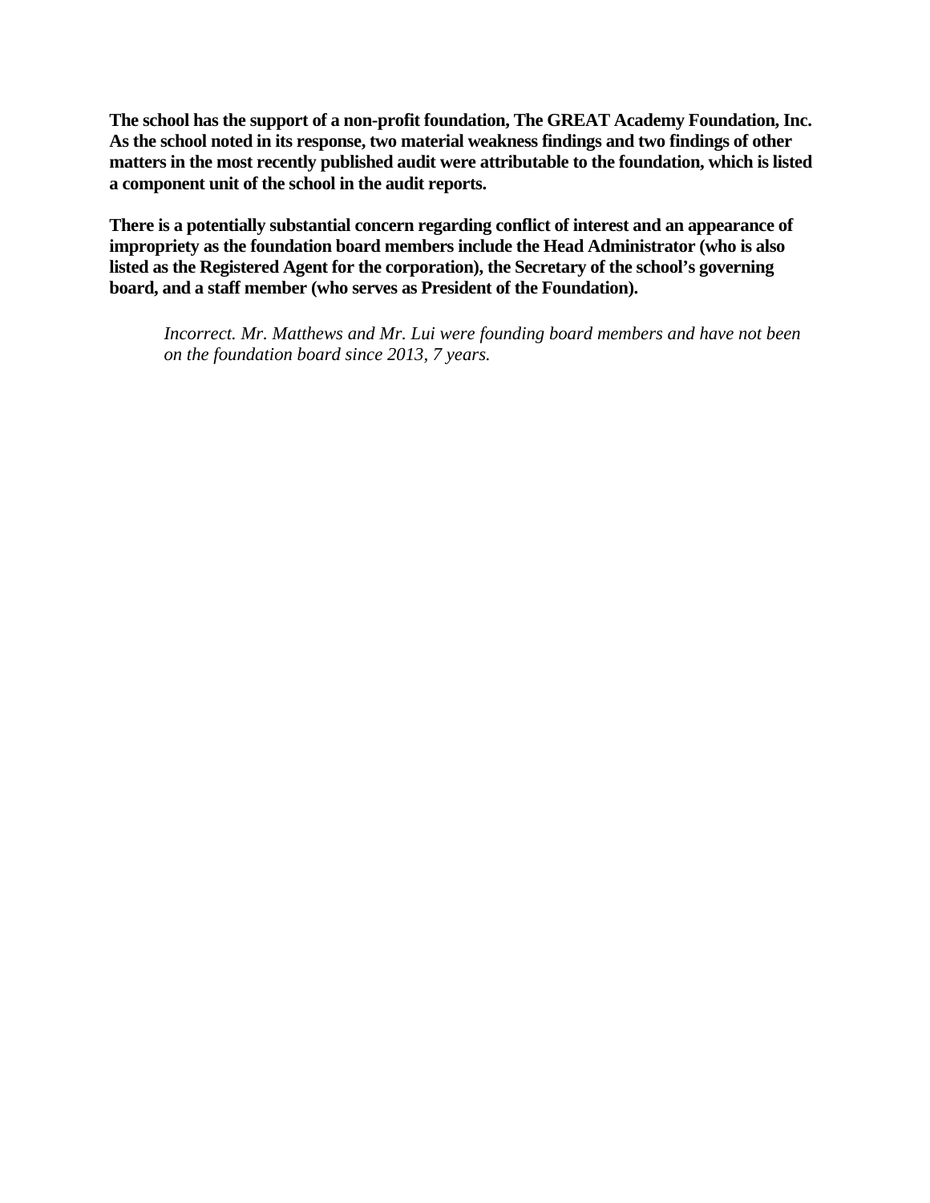**The school has the support of a non-profit foundation, The GREAT Academy Foundation, Inc. As the school noted in its response, two material weakness findings and two findings of other matters in the most recently published audit were attributable to the foundation, which is listed a component unit of the school in the audit reports.**

**There is a potentially substantial concern regarding conflict of interest and an appearance of impropriety as the foundation board members include the Head Administrator (who is also listed as the Registered Agent for the corporation), the Secretary of the school's governing board, and a staff member (who serves as President of the Foundation).**

> *Incorrect. Mr. Matthews and Mr. Lui were founding board members and have not been on the foundation board since 2013, 7 years.*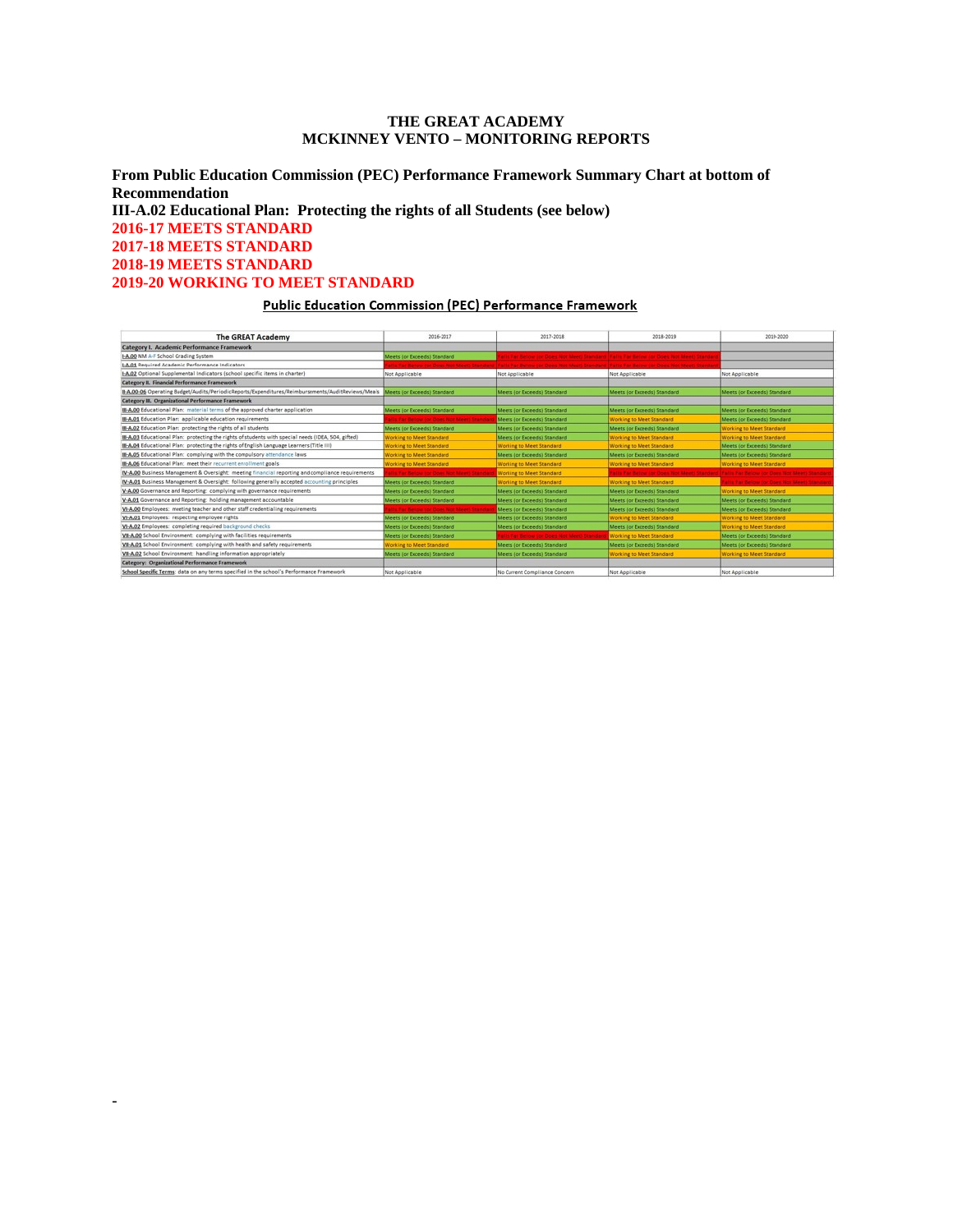# THE GREAT ACADEMY
# MCKINNEY VENTO – MONITORING REPORTS

**From Public Education Commission (PEC) Performance Framework Summary Chart at bottom of Recommendation**

**III-A.02 Educational Plan: Protecting the rights of all Students (see below)**

**2016-17 MEETS STANDARD**

**2017-18 MEETS STANDARD**

**2018-19 MEETS STANDARD**

**2019-20 WORKING TO MEET STANDARD**

## Public Education Commission (PEC) Performance Framework

| The GREAT Academy | 2016-2017 | 2017-2018 | 2018-2019 | 2019-2020 |
|---|---|---|---|---|
| **Category I. Academic Performance Framework** | | | | |
| I-A.00 NM A-F School Grading System | Meets (or Exceeds) Standard | Falls Far Below (or Does Not Meet) Standard | Falls Far Below (or Does Not Meet) Standard | |
| I-A.01 Required Academic Performance Indicators | Falls Far Below (or Does Not Meet) Standard | Falls Far Below (or Does Not Meet) Standard | Falls Far Below (or Does Not Meet) Standard | |
| I-A.02 Optional Supplemental Indicators (school specific items in charter) | Not Applicable | Not Applicable | Not Applicable | Not Applicable |
| **Category II. Financial Performance Framework** | | | | |
| II-A.00-06 Operating Budget/Audits/PeriodicReports/Expenditures/Reimbursements/AuditReviews/Meals | Meets (or Exceeds) Standard | Meets (or Exceeds) Standard | Meets (or Exceeds) Standard | Meets (or Exceeds) Standard |
| **Category III. Organizational Performance Framework** | | | | |
| III-A.00 Educational Plan: material terms of the approved charter application | Meets (or Exceeds) Standard | Meets (or Exceeds) Standard | Meets (or Exceeds) Standard | Meets (or Exceeds) Standard |
| III-A.01 Education Plan: applicable education requirements | Falls Far Below (or Does Not Meet) Standard | Meets (or Exceeds) Standard | Working to Meet Standard | Meets (or Exceeds) Standard |
| III-A.02 Education Plan: protecting the rights of all students | Meets (or Exceeds) Standard | Meets (or Exceeds) Standard | Meets (or Exceeds) Standard | Working to Meet Standard |
| III-A.03 Educational Plan: protecting the rights of students with special needs (IDEA, 504, gifted) | Working to Meet Standard | Meets (or Exceeds) Standard | Working to Meet Standard | Working to Meet Standard |
| III-A.04 Educational Plan: protecting the rights of English Language Learners (Title III) | Working to Meet Standard | Working to Meet Standard | Working to Meet Standard | Meets (or Exceeds) Standard |
| III-A.05 Educational Plan: complying with the compulsory attendance laws | Working to Meet Standard | Meets (or Exceeds) Standard | Meets (or Exceeds) Standard | Meets (or Exceeds) Standard |
| III-A.06 Educational Plan: meet their recurrent enrollment goals | Working to Meet Standard | Working to Meet Standard | Working to Meet Standard | Working to Meet Standard |
| IV-A.00 Business Management & Oversight: meeting financial reporting and compliance requirements | Falls Far Below (or Does Not Meet) Standard | Working to Meet Standard | Falls Far Below (or Does Not Meet) Standard | Falls Far Below (or Does Not Meet) Standard |
| IV-A.01 Business Management & Oversight: following generally accepted accounting principles | Meets (or Exceeds) Standard | Working to Meet Standard | Working to Meet Standard | Falls Far Below (or Does Not Meet) Standard |
| V-A.00 Governance and Reporting: complying with governance requirements | Meets (or Exceeds) Standard | Meets (or Exceeds) Standard | Meets (or Exceeds) Standard | Working to Meet Standard |
| V-A.01 Governance and Reporting: holding management accountable | Meets (or Exceeds) Standard | Meets (or Exceeds) Standard | Meets (or Exceeds) Standard | Meets (or Exceeds) Standard |
| VI-A.00 Employees: meeting teacher and other staff credentialing requirements | Falls Far Below (or Does Not Meet) Standard | Meets (or Exceeds) Standard | Meets (or Exceeds) Standard | Meets (or Exceeds) Standard |
| VI-A.01 Employees: respecting employee rights | Meets (or Exceeds) Standard | Meets (or Exceeds) Standard | Working to Meet Standard | Working to Meet Standard |
| VI-A.02 Employees: completing required background checks | Meets (or Exceeds) Standard | Meets (or Exceeds) Standard | Meets (or Exceeds) Standard | Working to Meet Standard |
| VII-A.00 School Environment: complying with facilities requirements | Meets (or Exceeds) Standard | Falls Far Below (or Does Not Meet) Standard | Working to Meet Standard | Meets (or Exceeds) Standard |
| VII-A.01 School Environment: complying with health and safety requirements | Working to Meet Standard | Meets (or Exceeds) Standard | Meets (or Exceeds) Standard | Meets (or Exceeds) Standard |
| VII-A.02 School Environment: handling information appropriately | Meets (or Exceeds) Standard | Meets (or Exceeds) Standard | Working to Meet Standard | Working to Meet Standard |
| **Category: Organizational Performance Framework** | | | | |
| School Specific Terms: data on any terms specified in the school's Performance Framework | Not Applicable | No Current Compliance Concern | Not Applicable | Not Applicable |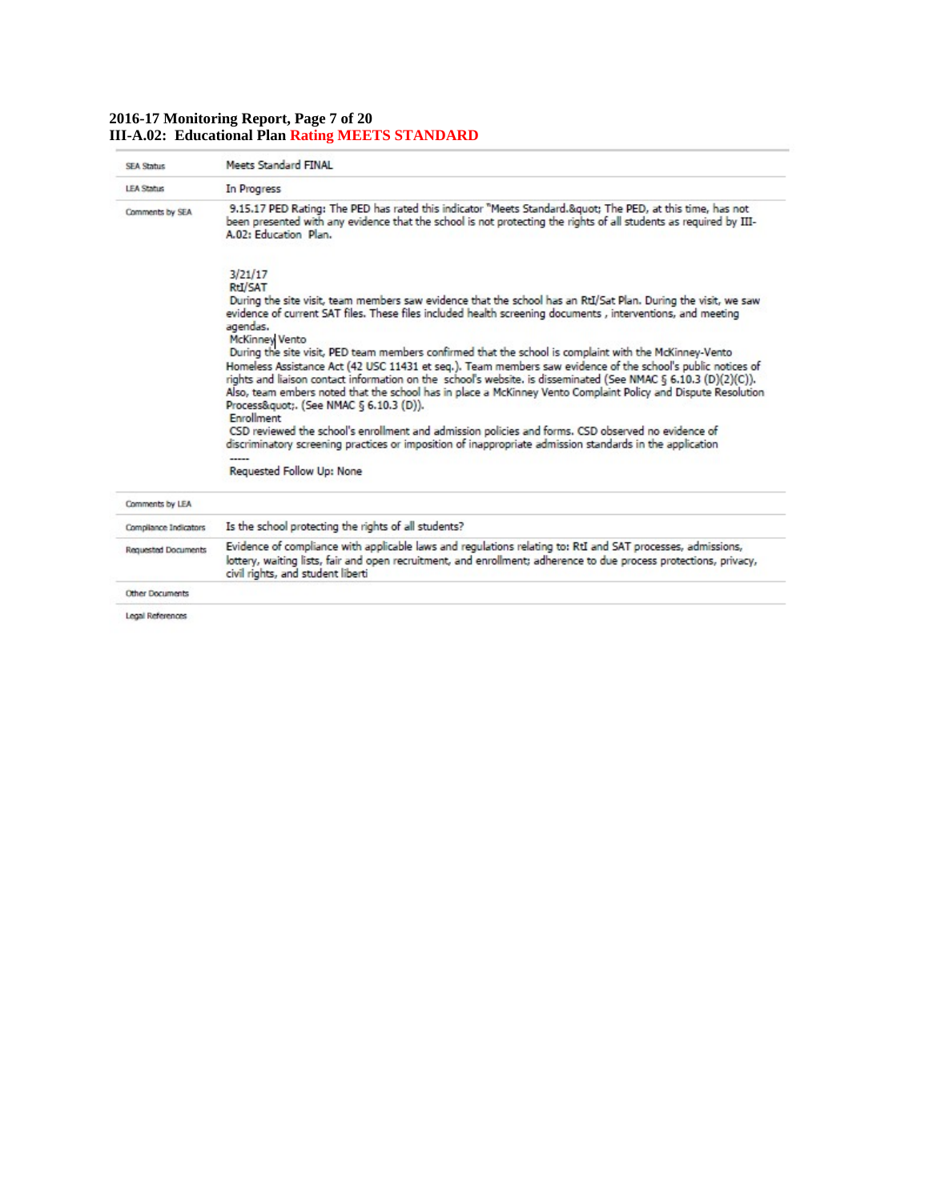**2016-17 Monitoring Report, Page 7 of 20**
**III-A.02: Educational Plan Rating MEETS STANDARD**

| | |
|---|---|
| SEA Status | Meets Standard FINAL |
| LEA Status | In Progress |
| Comments by SEA | 9.15.17 PED Rating: The PED has rated this indicator "Meets Standard.&quot; The PED, at this time, has not been presented with any evidence that the school is not protecting the rights of all students as required by III-A.02: Education Plan.<br><br>3/21/17<br>RtI/SAT<br>During the site visit, team members saw evidence that the school has an RtI/Sat Plan. During the visit, we saw evidence of current SAT files. These files included health screening documents , interventions, and meeting agendas.<br>McKinney Vento<br>During the site visit, PED team members confirmed that the school is complaint with the McKinney-Vento Homeless Assistance Act (42 USC 11431 et seq.). Team members saw evidence of the school's public notices of rights and liaison contact information on the school's website. is disseminated (See NMAC § 6.10.3 (D)(2)(C)). Also, team embers noted that the school has in place a McKinney Vento Complaint Policy and Dispute Resolution Process&quot;. (See NMAC § 6.10.3 (D)).<br>Enrollment<br>CSD reviewed the school's enrollment and admission policies and forms. CSD observed no evidence of discriminatory screening practices or imposition of inappropriate admission standards in the application<br>-----<br>Requested Follow Up: None |
| Comments by LEA | |
| Compliance Indicators | Is the school protecting the rights of all students? |
| Requested Documents | Evidence of compliance with applicable laws and regulations relating to: RtI and SAT processes, admissions, lottery, waiting lists, fair and open recruitment, and enrollment; adherence to due process protections, privacy, civil rights, and student liberti |
| Other Documents | |
| Legal References | |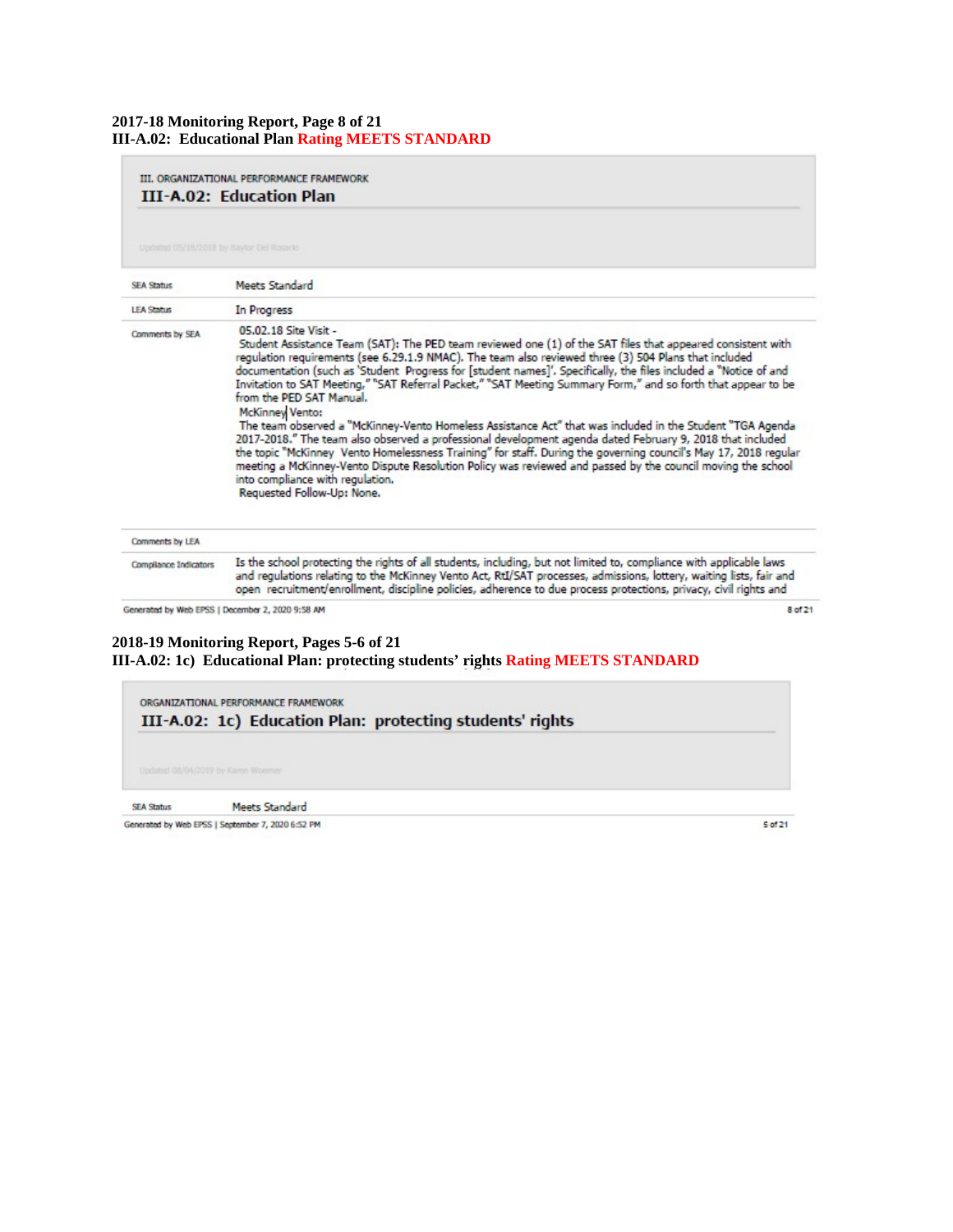**2017-18 Monitoring Report, Page 8 of 21**
**III-A.02: Educational Plan Rating MEETS STANDARD**

III. ORGANIZATIONAL PERFORMANCE FRAMEWORK

## III-A.02: Education Plan

Updated 05/18/2018 by Baylor Del Rosario

| | |
|---|---|
| SEA Status | Meets Standard |
| LEA Status | In Progress |
| Comments by SEA | 05.02.18 Site Visit - Student Assistance Team (SAT): The PED team reviewed one (1) of the SAT files that appeared consistent with regulation requirements (see 6.29.1.9 NMAC). The team also reviewed three (3) 504 Plans that included documentation (such as 'Student Progress for [student names]'. Specifically, the files included a "Notice of and Invitation to SAT Meeting," "SAT Referral Packet," "SAT Meeting Summary Form," and so forth that appear to be from the PED SAT Manual. McKinney Vento: The team observed a "McKinney-Vento Homeless Assistance Act" that was included in the Student "TGA Agenda 2017-2018." The team also observed a professional development agenda dated February 9, 2018 that included the topic "McKinney Vento Homelessness Training" for staff. During the governing council's May 17, 2018 regular meeting a McKinney-Vento Dispute Resolution Policy was reviewed and passed by the council moving the school into compliance with regulation. Requested Follow-Up: None. |
| Comments by LEA | |
| Compliance Indicators | Is the school protecting the rights of all students, including, but not limited to, compliance with applicable laws and regulations relating to the McKinney Vento Act, RtI/SAT processes, admissions, lottery, waiting lists, fair and open recruitment/enrollment, discipline policies, adherence to due process protections, privacy, civil rights and |

Generated by Web EPSS | December 2, 2020 9:58 AM

**2018-19 Monitoring Report, Pages 5-6 of 21**
**III-A.02: 1c) Educational Plan: protecting students' rights Rating MEETS STANDARD**

ORGANIZATIONAL PERFORMANCE FRAMEWORK

## III-A.02: 1c) Education Plan: protecting students' rights

Updated 08/04/2019 by Karen Woerner

| | |
|---|---|
| SEA Status | Meets Standard |

Generated by Web EPSS | September 7, 2020 6:52 PM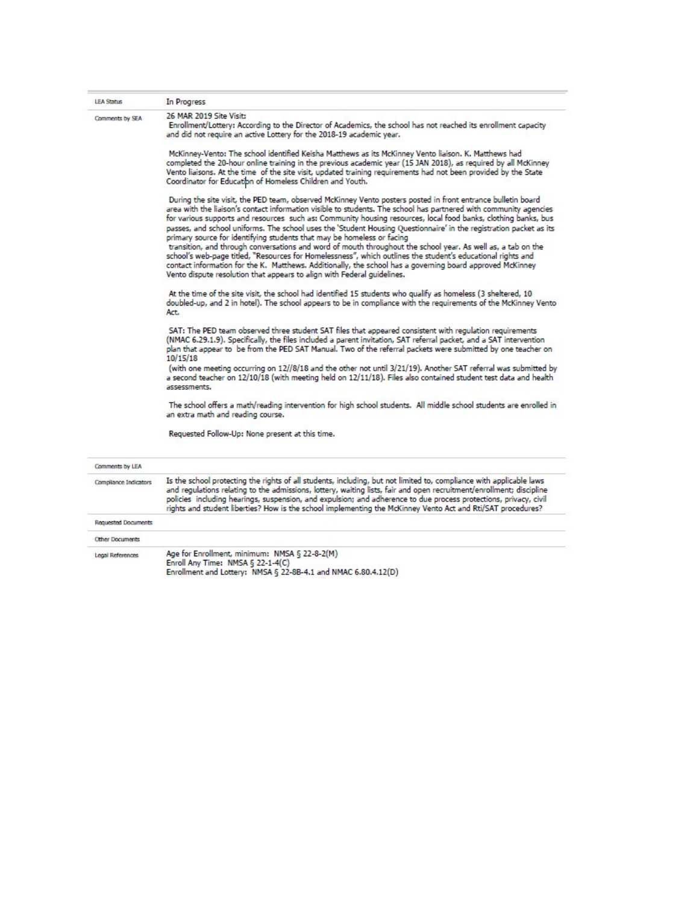| | |
|---|---|
| LEA Status | In Progress |
| Comments by SEA | 26 MAR 2019 Site Visit:<br>Enrollment/Lottery: According to the Director of Academics, the school has not reached its enrollment capacity and did not require an active Lottery for the 2018-19 academic year.<br><br>McKinney-Vento: The school identified Keisha Matthews as its McKinney Vento liaison. K. Matthews had completed the 20-hour online training in the previous academic year (15 JAN 2018), as required by all McKinney Vento liaisons. At the time of the site visit, updated training requirements had not been provided by the State Coordinator for Education of Homeless Children and Youth.<br><br>During the site visit, the PED team, observed McKinney Vento posters posted in front entrance bulletin board area with the liaison's contact information visible to students. The school has partnered with community agencies for various supports and resources such as: Community housing resources, local food banks, clothing banks, bus passes, and school uniforms. The school uses the 'Student Housing Questionnaire' in the registration packet as its primary source for identifying students that may be homeless or facing<br>transition, and through conversations and word of mouth throughout the school year. As well as, a tab on the school's web-page titled, "Resources for Homelessness", which outlines the student's educational rights and contact information for the K. Matthews. Additionally, the school has a governing board approved McKinney Vento dispute resolution that appears to align with Federal guidelines.<br><br>At the time of the site visit, the school had identified 15 students who qualify as homeless (3 sheltered, 10 doubled-up, and 2 in hotel). The school appears to be in compliance with the requirements of the McKinney Vento Act.<br><br>SAT: The PED team observed three student SAT files that appeared consistent with regulation requirements (NMAC 6.29.1.9). Specifically, the files included a parent invitation, SAT referral packet, and a SAT intervention plan that appear to be from the PED SAT Manual. Two of the referral packets were submitted by one teacher on 10/15/18<br>(with one meeting occurring on 12//8/18 and the other not until 3/21/19). Another SAT referral was submitted by a second teacher on 12/10/18 (with meeting held on 12/11/18). Files also contained student test data and health assessments.<br><br>The school offers a math/reading intervention for high school students. All middle school students are enrolled in an extra math and reading course.<br><br>Requested Follow-Up: None present at this time. |
| Comments by LEA | |
| Compliance Indicators | Is the school protecting the rights of all students, including, but not limited to, compliance with applicable laws and regulations relating to the admissions, lottery, waiting lists, fair and open recruitment/enrollment; discipline policies including hearings, suspension, and expulsion; and adherence to due process protections, privacy, civil rights and student liberties? How is the school implementing the McKinney Vento Act and RtI/SAT procedures? |
| Requested Documents | |
| Other Documents | |
| Legal References | Age for Enrollment, minimum: NMSA § 22-8-2(M)<br>Enroll Any Time: NMSA § 22-1-4(C)<br>Enrollment and Lottery: NMSA § 22-8B-4.1 and NMAC 6.80.4.12(D) |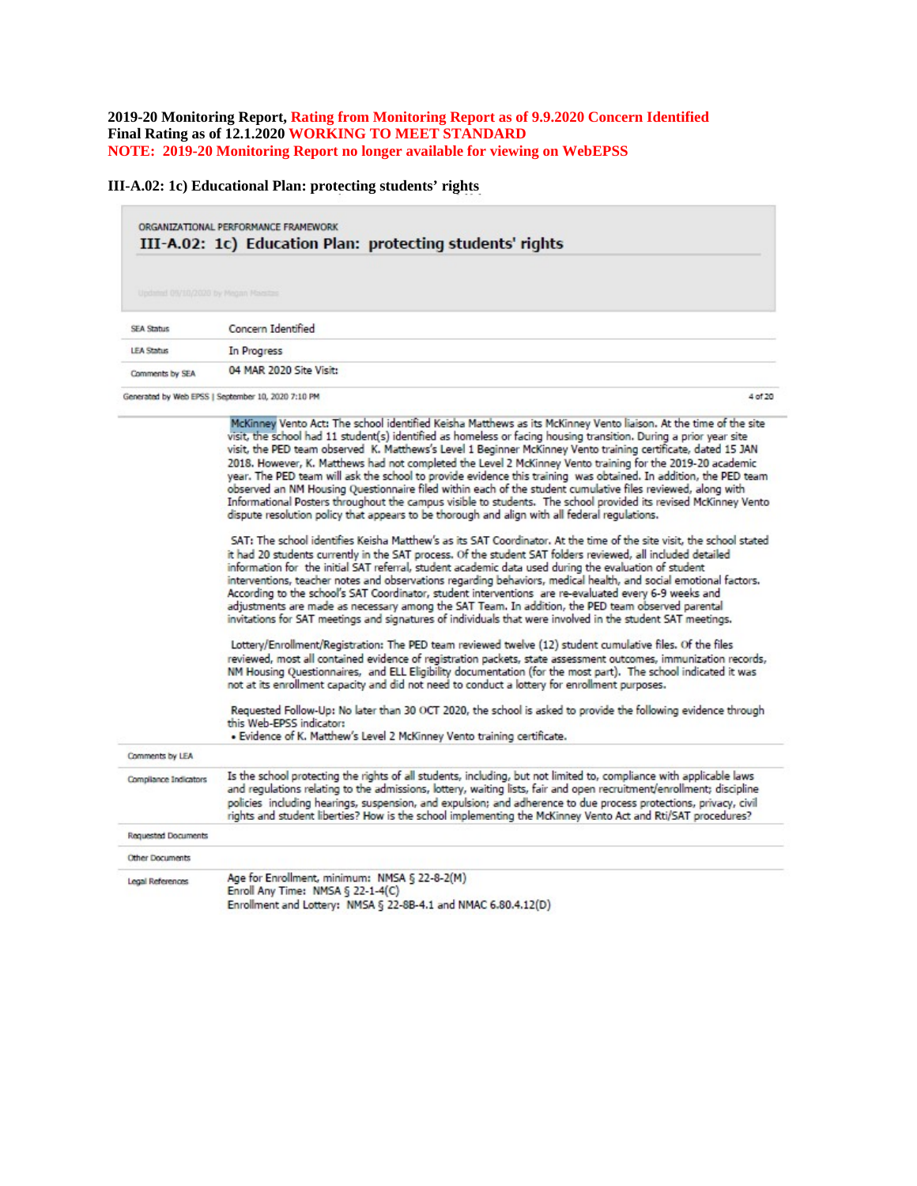**2019-20 Monitoring Report, Rating from Monitoring Report as of 9.9.2020 Concern Identified**
**Final Rating as of 12.1.2020 WORKING TO MEET STANDARD**
**NOTE: 2019-20 Monitoring Report no longer available for viewing on WebEPSS**

**III-A.02: 1c) Educational Plan: protecting students' rights**

ORGANIZATIONAL PERFORMANCE FRAMEWORK

## III-A.02: 1c) Education Plan: protecting students' rights

Updated 09/10/2020 by Megan Macstas

| | |
|---|---|
| SEA Status | Concern Identified |
| LEA Status | In Progress |
| Comments by SEA | 04 MAR 2020 Site Visit:<br><br>McKinney Vento Act: The school identified Keisha Matthews as its McKinney Vento liaison. At the time of the site visit, the school had 11 student(s) identified as homeless or facing housing transition. During a prior year site visit, the PED team observed K. Matthews's Level 1 Beginner McKinney Vento training certificate, dated 15 JAN 2018. However, K. Matthews had not completed the Level 2 McKinney Vento training for the 2019-20 academic year. The PED team will ask the school to provide evidence this training was obtained. In addition, the PED team observed an NM Housing Questionnaire filed within each of the student cumulative files reviewed, along with Informational Posters throughout the campus visible to students. The school provided its revised McKinney Vento dispute resolution policy that appears to be thorough and align with all federal regulations.<br><br>SAT: The school identifies Keisha Matthew's as its SAT Coordinator. At the time of the site visit, the school stated it had 20 students currently in the SAT process. Of the student SAT folders reviewed, all included detailed information for the initial SAT referral, student academic data used during the evaluation of student interventions, teacher notes and observations regarding behaviors, medical health, and social emotional factors. According to the school's SAT Coordinator, student interventions are re-evaluated every 6-9 weeks and adjustments are made as necessary among the SAT Team. In addition, the PED team observed parental invitations for SAT meetings and signatures of individuals that were involved in the student SAT meetings.<br><br>Lottery/Enrollment/Registration: The PED team reviewed twelve (12) student cumulative files. Of the files reviewed, most all contained evidence of registration packets, state assessment outcomes, immunization records, NM Housing Questionnaires, and ELL Eligibility documentation (for the most part). The school indicated it was not at its enrollment capacity and did not need to conduct a lottery for enrollment purposes.<br><br>Requested Follow-Up: No later than 30 OCT 2020, the school is asked to provide the following evidence through this Web-EPSS indicator:<br>• Evidence of K. Matthew's Level 2 McKinney Vento training certificate. |
| Comments by LEA | |
| Compliance Indicators | Is the school protecting the rights of all students, including, but not limited to, compliance with applicable laws and regulations relating to the admissions, lottery, waiting lists, fair and open recruitment/enrollment; discipline policies including hearings, suspension, and expulsion; and adherence to due process protections, privacy, civil rights and student liberties? How is the school implementing the McKinney Vento Act and Rti/SAT procedures? |
| Requested Documents | |
| Other Documents | |
| Legal References | Age for Enrollment, minimum: NMSA § 22-8-2(M)<br>Enroll Any Time: NMSA § 22-1-4(C)<br>Enrollment and Lottery: NMSA § 22-8B-4.1 and NMAC 6.80.4.12(D) |